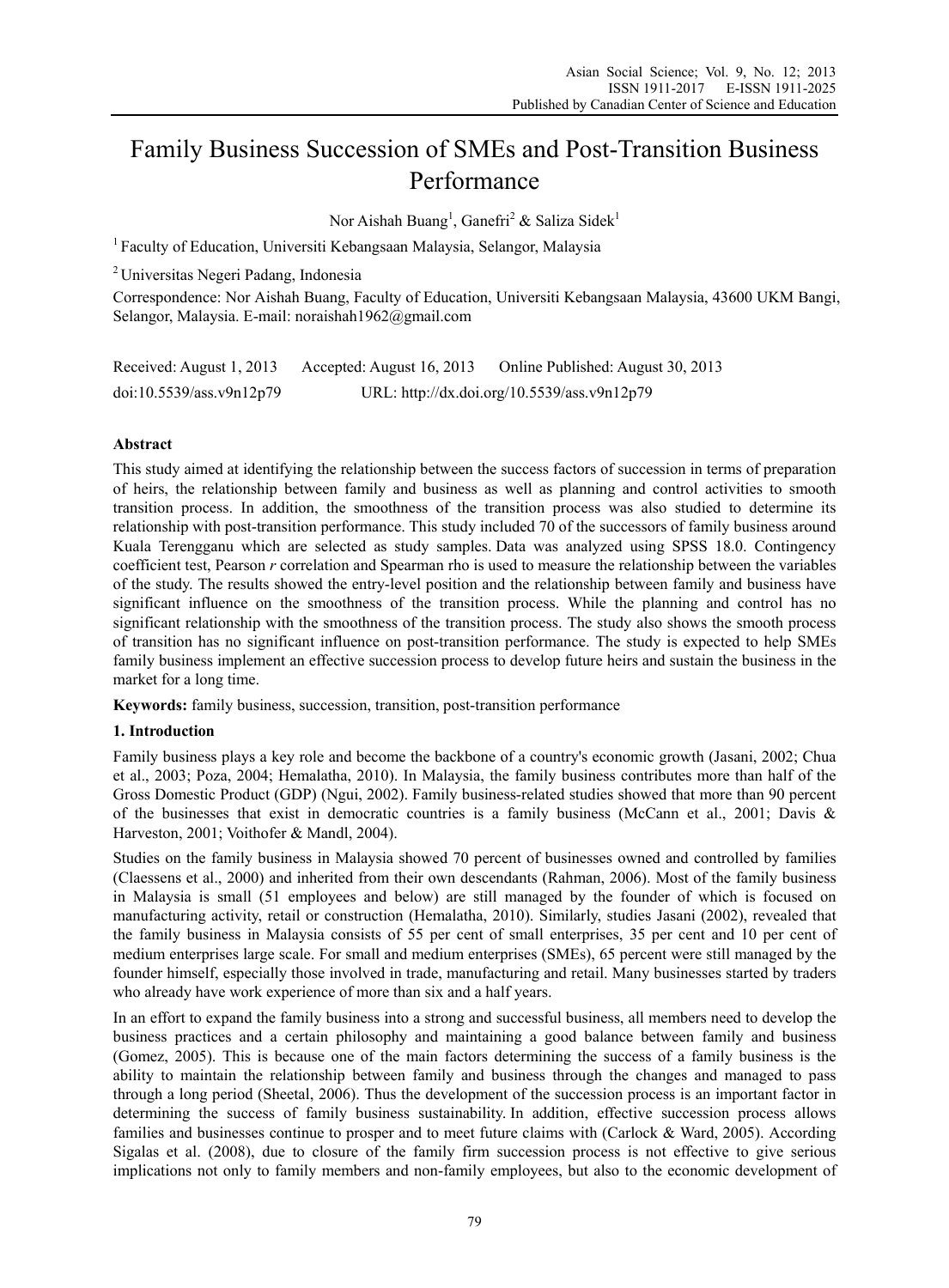# Family Business Succession of SMEs and Post-Transition Business Performance

Nor Aishah Buang[1], Ganefri[2] & Saliza Sidek[1]

[1] Faculty of Education, Universiti Kebangsaan Malaysia, Selangor, Malaysia

[2] Universitas Negeri Padang, Indonesia

Correspondence: Nor Aishah Buang, Faculty of Education, Universiti Kebangsaan Malaysia, 43600 UKM Bangi, Selangor, Malaysia. E-mail: noraishah1962@gmail.com

Received: August 1, 2013 Accepted: August 16, 2013 Online Published: August 30, 2013

doi:10.5539/ass.v9n12p79 URL: http://dx.doi.org/10.5539/ass.v9n12p79

## Abstract

This study aimed at identifying the relationship between the success factors of succession in terms of preparation of heirs, the relationship between family and business as well as planning and control activities to smooth transition process. In addition, the smoothness of the transition process was also studied to determine its relationship with post-transition performance. This study included 70 of the successors of family business around Kuala Terengganu which are selected as study samples. Data was analyzed using SPSS 18.0. Contingency coefficient test, Pearson *r* correlation and Spearman rho is used to measure the relationship between the variables of the study. The results showed the entry-level position and the relationship between family and business have significant influence on the smoothness of the transition process. While the planning and control has no significant relationship with the smoothness of the transition process. The study also shows the smooth process of transition has no significant influence on post-transition performance. The study is expected to help SMEs family business implement an effective succession process to develop future heirs and sustain the business in the market for a long time.

**Keywords:** family business, succession, transition, post-transition performance

## 1. Introduction

Family business plays a key role and become the backbone of a country's economic growth (Jasani, 2002; Chua et al., 2003; Poza, 2004; Hemalatha, 2010). In Malaysia, the family business contributes more than half of the Gross Domestic Product (GDP) (Ngui, 2002). Family business-related studies showed that more than 90 percent of the businesses that exist in democratic countries is a family business (McCann et al., 2001; Davis & Harveston, 2001; Voithofer & Mandl, 2004).

Studies on the family business in Malaysia showed 70 percent of businesses owned and controlled by families (Claessens et al., 2000) and inherited from their own descendants (Rahman, 2006). Most of the family business in Malaysia is small (51 employees and below) are still managed by the founder of which is focused on manufacturing activity, retail or construction (Hemalatha, 2010). Similarly, studies Jasani (2002), revealed that the family business in Malaysia consists of 55 per cent of small enterprises, 35 per cent and 10 per cent of medium enterprises large scale. For small and medium enterprises (SMEs), 65 percent were still managed by the founder himself, especially those involved in trade, manufacturing and retail. Many businesses started by traders who already have work experience of more than six and a half years.

In an effort to expand the family business into a strong and successful business, all members need to develop the business practices and a certain philosophy and maintaining a good balance between family and business (Gomez, 2005). This is because one of the main factors determining the success of a family business is the ability to maintain the relationship between family and business through the changes and managed to pass through a long period (Sheetal, 2006). Thus the development of the succession process is an important factor in determining the success of family business sustainability. In addition, effective succession process allows families and businesses continue to prosper and to meet future claims with (Carlock & Ward, 2005). According Sigalas et al. (2008), due to closure of the family firm succession process is not effective to give serious implications not only to family members and non-family employees, but also to the economic development of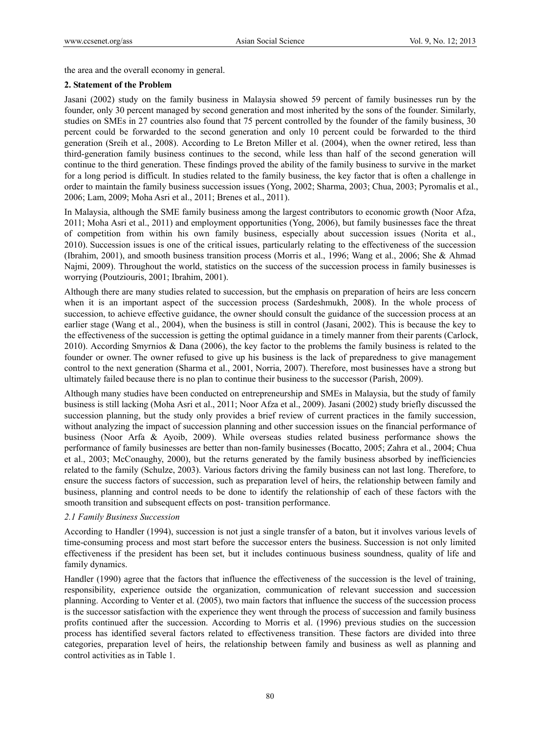the area and the overall economy in general.

## 2. Statement of the Problem

Jasani (2002) study on the family business in Malaysia showed 59 percent of family businesses run by the founder, only 30 percent managed by second generation and most inherited by the sons of the founder. Similarly, studies on SMEs in 27 countries also found that 75 percent controlled by the founder of the family business, 30 percent could be forwarded to the second generation and only 10 percent could be forwarded to the third generation (Sreih et al., 2008). According to Le Breton Miller et al. (2004), when the owner retired, less than third-generation family business continues to the second, while less than half of the second generation will continue to the third generation. These findings proved the ability of the family business to survive in the market for a long period is difficult. In studies related to the family business, the key factor that is often a challenge in order to maintain the family business succession issues (Yong, 2002; Sharma, 2003; Chua, 2003; Pyromalis et al., 2006; Lam, 2009; Moha Asri et al., 2011; Brenes et al., 2011).

In Malaysia, although the SME family business among the largest contributors to economic growth (Noor Afza, 2011; Moha Asri et al., 2011) and employment opportunities (Yong, 2006), but family businesses face the threat of competition from within his own family business, especially about succession issues (Norita et al., 2010). Succession issues is one of the critical issues, particularly relating to the effectiveness of the succession (Ibrahim, 2001), and smooth business transition process (Morris et al., 1996; Wang et al., 2006; She & Ahmad Najmi, 2009). Throughout the world, statistics on the success of the succession process in family businesses is worrying (Poutziouris, 2001; Ibrahim, 2001).

Although there are many studies related to succession, but the emphasis on preparation of heirs are less concern when it is an important aspect of the succession process (Sardeshmukh, 2008). In the whole process of succession, to achieve effective guidance, the owner should consult the guidance of the succession process at an earlier stage (Wang et al., 2004), when the business is still in control (Jasani, 2002). This is because the key to the effectiveness of the succession is getting the optimal guidance in a timely manner from their parents (Carlock, 2010). According Smyrnios & Dana (2006), the key factor to the problems the family business is related to the founder or owner. The owner refused to give up his business is the lack of preparedness to give management control to the next generation (Sharma et al., 2001, Norria, 2007). Therefore, most businesses have a strong but ultimately failed because there is no plan to continue their business to the successor (Parish, 2009).

Although many studies have been conducted on entrepreneurship and SMEs in Malaysia, but the study of family business is still lacking (Moha Asri et al., 2011; Noor Afza et al., 2009). Jasani (2002) study briefly discussed the succession planning, but the study only provides a brief review of current practices in the family succession, without analyzing the impact of succession planning and other succession issues on the financial performance of business (Noor Arfa & Ayoib, 2009). While overseas studies related business performance shows the performance of family businesses are better than non-family businesses (Bocatto, 2005; Zahra et al., 2004; Chua et al., 2003; McConaughy, 2000), but the returns generated by the family business absorbed by inefficiencies related to the family (Schulze, 2003). Various factors driving the family business can not last long. Therefore, to ensure the success factors of succession, such as preparation level of heirs, the relationship between family and business, planning and control needs to be done to identify the relationship of each of these factors with the smooth transition and subsequent effects on post- transition performance.

### *2.1 Family Business Succession*

According to Handler (1994), succession is not just a single transfer of a baton, but it involves various levels of time-consuming process and most start before the successor enters the business. Succession is not only limited effectiveness if the president has been set, but it includes continuous business soundness, quality of life and family dynamics.

Handler (1990) agree that the factors that influence the effectiveness of the succession is the level of training, responsibility, experience outside the organization, communication of relevant succession and succession planning. According to Venter et al. (2005), two main factors that influence the success of the succession process is the successor satisfaction with the experience they went through the process of succession and family business profits continued after the succession. According to Morris et al. (1996) previous studies on the succession process has identified several factors related to effectiveness transition. These factors are divided into three categories, preparation level of heirs, the relationship between family and business as well as planning and control activities as in Table 1.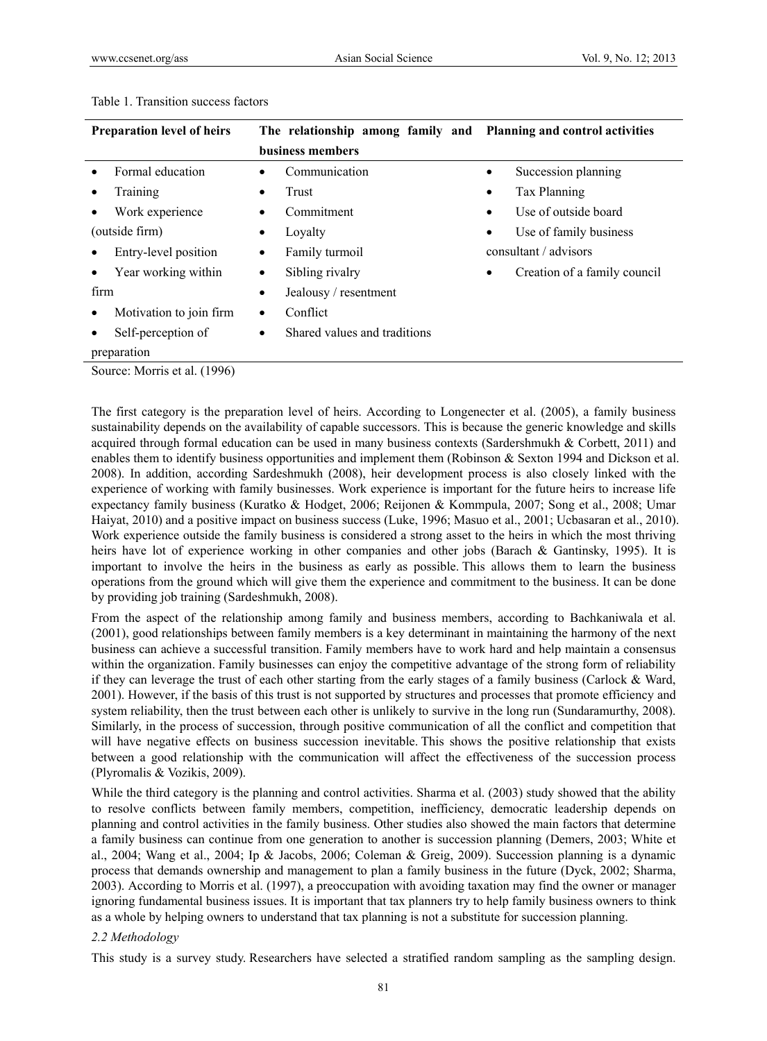Table 1. Transition success factors

| Preparation level of heirs | The relationship among family and business members | Planning and control activities |
|---|---|---|
| • Formal education | • Communication | • Succession planning |
| • Training | • Trust | • Tax Planning |
| • Work experience (outside firm) | • Commitment | • Use of outside board |
| • Entry-level position | • Loyalty | • Use of family business consultant / advisors |
| • Year working within firm | • Family turmoil | • Creation of a family council |
| • Motivation to join firm | • Sibling rivalry | |
| • Self-perception of preparation | • Jealousy / resentment | |
| | • Conflict | |
| | • Shared values and traditions | |

Source: Morris et al. (1996)

The first category is the preparation level of heirs. According to Longenecter et al. (2005), a family business sustainability depends on the availability of capable successors. This is because the generic knowledge and skills acquired through formal education can be used in many business contexts (Sardershmukh & Corbett, 2011) and enables them to identify business opportunities and implement them (Robinson & Sexton 1994 and Dickson et al. 2008). In addition, according Sardeshmukh (2008), heir development process is also closely linked with the experience of working with family businesses. Work experience is important for the future heirs to increase life expectancy family business (Kuratko & Hodget, 2006; Reijonen & Kommpula, 2007; Song et al., 2008; Umar Haiyat, 2010) and a positive impact on business success (Luke, 1996; Masuo et al., 2001; Ucbasaran et al., 2010). Work experience outside the family business is considered a strong asset to the heirs in which the most thriving heirs have lot of experience working in other companies and other jobs (Barach & Gantinsky, 1995). It is important to involve the heirs in the business as early as possible. This allows them to learn the business operations from the ground which will give them the experience and commitment to the business. It can be done by providing job training (Sardeshmukh, 2008).

From the aspect of the relationship among family and business members, according to Bachkaniwala et al. (2001), good relationships between family members is a key determinant in maintaining the harmony of the next business can achieve a successful transition. Family members have to work hard and help maintain a consensus within the organization. Family businesses can enjoy the competitive advantage of the strong form of reliability if they can leverage the trust of each other starting from the early stages of a family business (Carlock & Ward, 2001). However, if the basis of this trust is not supported by structures and processes that promote efficiency and system reliability, then the trust between each other is unlikely to survive in the long run (Sundaramurthy, 2008). Similarly, in the process of succession, through positive communication of all the conflict and competition that will have negative effects on business succession inevitable. This shows the positive relationship that exists between a good relationship with the communication will affect the effectiveness of the succession process (Plyromalis & Vozikis, 2009).

While the third category is the planning and control activities. Sharma et al. (2003) study showed that the ability to resolve conflicts between family members, competition, inefficiency, democratic leadership depends on planning and control activities in the family business. Other studies also showed the main factors that determine a family business can continue from one generation to another is succession planning (Demers, 2003; White et al., 2004; Wang et al., 2004; Ip & Jacobs, 2006; Coleman & Greig, 2009). Succession planning is a dynamic process that demands ownership and management to plan a family business in the future (Dyck, 2002; Sharma, 2003). According to Morris et al. (1997), a preoccupation with avoiding taxation may find the owner or manager ignoring fundamental business issues. It is important that tax planners try to help family business owners to think as a whole by helping owners to understand that tax planning is not a substitute for succession planning.

### *2.2 Methodology*

This study is a survey study. Researchers have selected a stratified random sampling as the sampling design.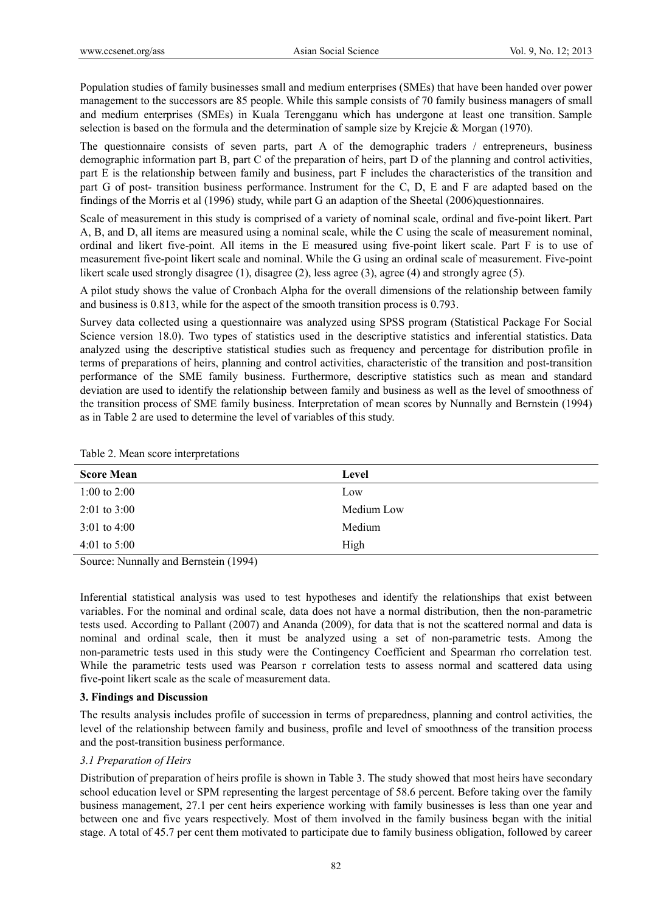Population studies of family businesses small and medium enterprises (SMEs) that have been handed over power management to the successors are 85 people. While this sample consists of 70 family business managers of small and medium enterprises (SMEs) in Kuala Terengganu which has undergone at least one transition. Sample selection is based on the formula and the determination of sample size by Krejcie & Morgan (1970).

The questionnaire consists of seven parts, part A of the demographic traders / entrepreneurs, business demographic information part B, part C of the preparation of heirs, part D of the planning and control activities, part E is the relationship between family and business, part F includes the characteristics of the transition and part G of post- transition business performance. Instrument for the C, D, E and F are adapted based on the findings of the Morris et al (1996) study, while part G an adaption of the Sheetal (2006)questionnaires.

Scale of measurement in this study is comprised of a variety of nominal scale, ordinal and five-point likert. Part A, B, and D, all items are measured using a nominal scale, while the C using the scale of measurement nominal, ordinal and likert five-point. All items in the E measured using five-point likert scale. Part F is to use of measurement five-point likert scale and nominal. While the G using an ordinal scale of measurement. Five-point likert scale used strongly disagree (1), disagree (2), less agree (3), agree (4) and strongly agree (5).

A pilot study shows the value of Cronbach Alpha for the overall dimensions of the relationship between family and business is 0.813, while for the aspect of the smooth transition process is 0.793.

Survey data collected using a questionnaire was analyzed using SPSS program (Statistical Package For Social Science version 18.0). Two types of statistics used in the descriptive statistics and inferential statistics. Data analyzed using the descriptive statistical studies such as frequency and percentage for distribution profile in terms of preparations of heirs, planning and control activities, characteristic of the transition and post-transition performance of the SME family business. Furthermore, descriptive statistics such as mean and standard deviation are used to identify the relationship between family and business as well as the level of smoothness of the transition process of SME family business. Interpretation of mean scores by Nunnally and Bernstein (1994) as in Table 2 are used to determine the level of variables of this study.

Table 2. Mean score interpretations

| **Score Mean** | **Level** |
|---|---|
| 1:00 to 2:00 | Low |
| 2:01 to 3:00 | Medium Low |
| 3:01 to 4:00 | Medium |
| 4:01 to 5:00 | High |

Source: Nunnally and Bernstein (1994)

Inferential statistical analysis was used to test hypotheses and identify the relationships that exist between variables. For the nominal and ordinal scale, data does not have a normal distribution, then the non-parametric tests used. According to Pallant (2007) and Ananda (2009), for data that is not the scattered normal and data is nominal and ordinal scale, then it must be analyzed using a set of non-parametric tests. Among the non-parametric tests used in this study were the Contingency Coefficient and Spearman rho correlation test. While the parametric tests used was Pearson r correlation tests to assess normal and scattered data using five-point likert scale as the scale of measurement data.

## 3. Findings and Discussion

The results analysis includes profile of succession in terms of preparedness, planning and control activities, the level of the relationship between family and business, profile and level of smoothness of the transition process and the post-transition business performance.

### *3.1 Preparation of Heirs*

Distribution of preparation of heirs profile is shown in Table 3. The study showed that most heirs have secondary school education level or SPM representing the largest percentage of 58.6 percent. Before taking over the family business management, 27.1 per cent heirs experience working with family businesses is less than one year and between one and five years respectively. Most of them involved in the family business began with the initial stage. A total of 45.7 per cent them motivated to participate due to family business obligation, followed by career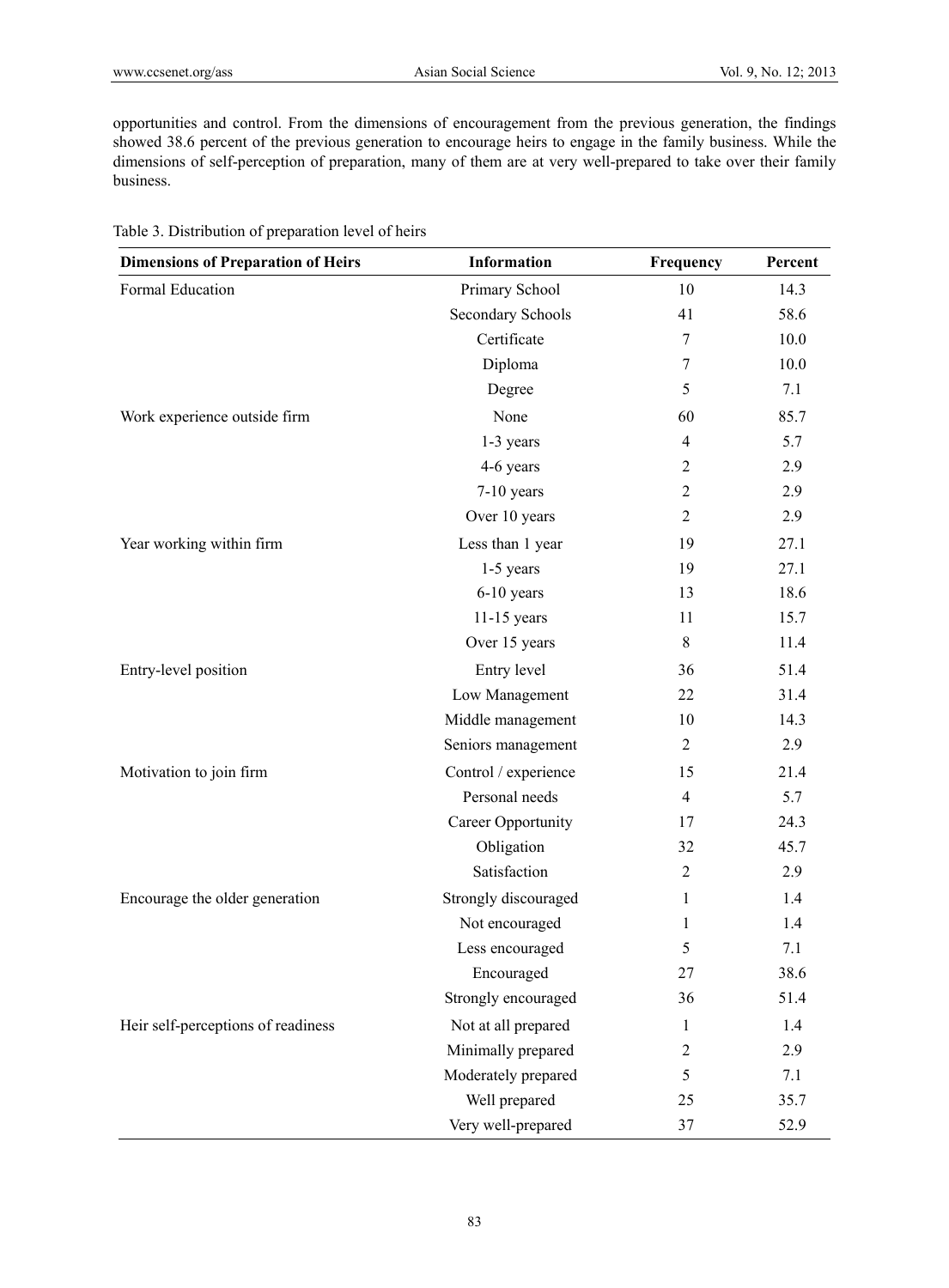opportunities and control. From the dimensions of encouragement from the previous generation, the findings showed 38.6 percent of the previous generation to encourage heirs to engage in the family business. While the dimensions of self-perception of preparation, many of them are at very well-prepared to take over their family business.

Table 3. Distribution of preparation level of heirs

| Dimensions of Preparation of Heirs | Information | Frequency | Percent |
|---|---|---|---|
| Formal Education | Primary School | 10 | 14.3 |
| | Secondary Schools | 41 | 58.6 |
| | Certificate | 7 | 10.0 |
| | Diploma | 7 | 10.0 |
| | Degree | 5 | 7.1 |
| Work experience outside firm | None | 60 | 85.7 |
| | 1-3 years | 4 | 5.7 |
| | 4-6 years | 2 | 2.9 |
| | 7-10 years | 2 | 2.9 |
| | Over 10 years | 2 | 2.9 |
| Year working within firm | Less than 1 year | 19 | 27.1 |
| | 1-5 years | 19 | 27.1 |
| | 6-10 years | 13 | 18.6 |
| | 11-15 years | 11 | 15.7 |
| | Over 15 years | 8 | 11.4 |
| Entry-level position | Entry level | 36 | 51.4 |
| | Low Management | 22 | 31.4 |
| | Middle management | 10 | 14.3 |
| | Seniors management | 2 | 2.9 |
| Motivation to join firm | Control / experience | 15 | 21.4 |
| | Personal needs | 4 | 5.7 |
| | Career Opportunity | 17 | 24.3 |
| | Obligation | 32 | 45.7 |
| | Satisfaction | 2 | 2.9 |
| Encourage the older generation | Strongly discouraged | 1 | 1.4 |
| | Not encouraged | 1 | 1.4 |
| | Less encouraged | 5 | 7.1 |
| | Encouraged | 27 | 38.6 |
| | Strongly encouraged | 36 | 51.4 |
| Heir self-perceptions of readiness | Not at all prepared | 1 | 1.4 |
| | Minimally prepared | 2 | 2.9 |
| | Moderately prepared | 5 | 7.1 |
| | Well prepared | 25 | 35.7 |
| | Very well-prepared | 37 | 52.9 |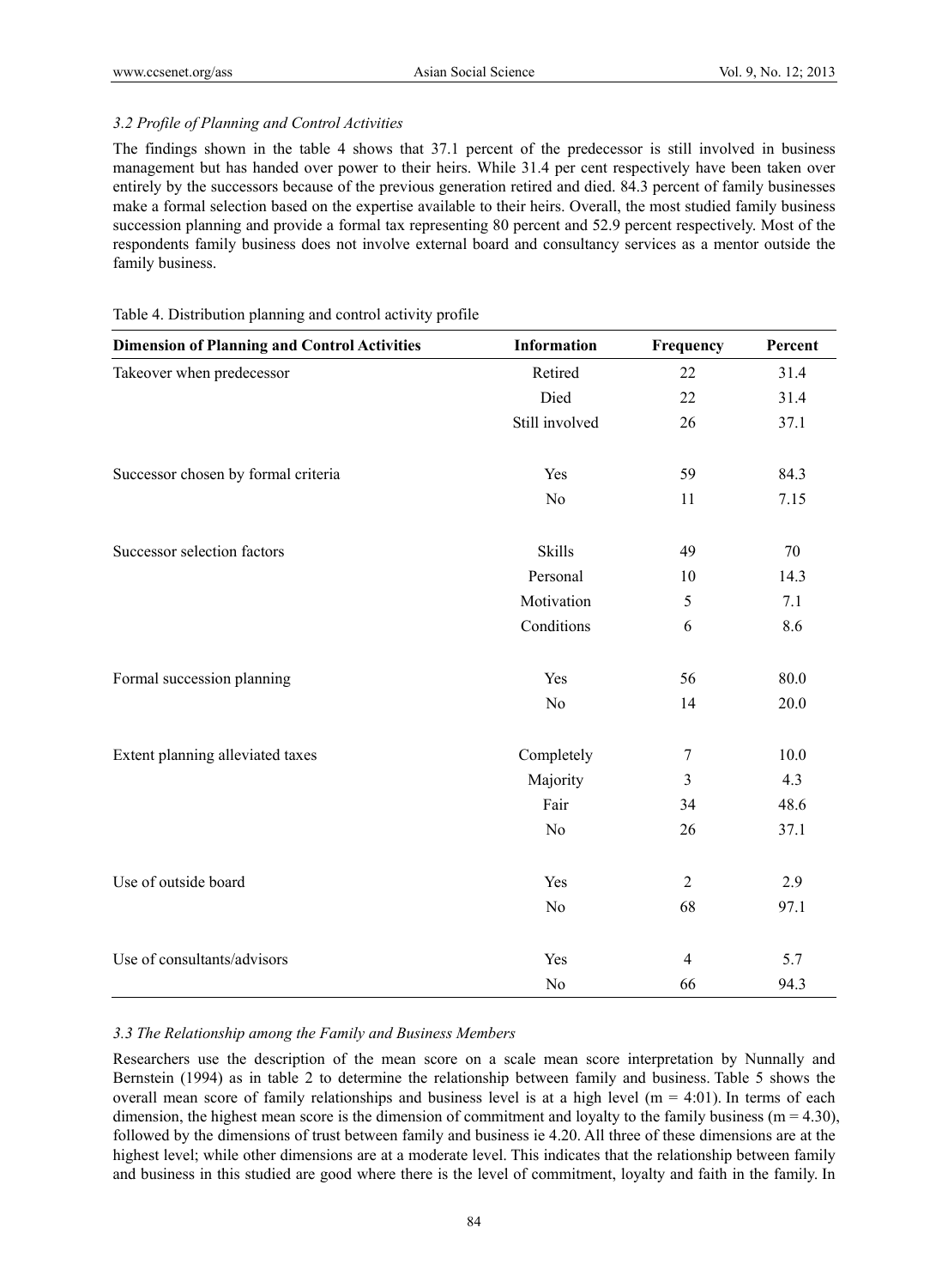### 3.2 Profile of Planning and Control Activities

The findings shown in the table 4 shows that 37.1 percent of the predecessor is still involved in business management but has handed over power to their heirs. While 31.4 per cent respectively have been taken over entirely by the successors because of the previous generation retired and died. 84.3 percent of family businesses make a formal selection based on the expertise available to their heirs. Overall, the most studied family business succession planning and provide a formal tax representing 80 percent and 52.9 percent respectively. Most of the respondents family business does not involve external board and consultancy services as a mentor outside the family business.

Table 4. Distribution planning and control activity profile

| Dimension of Planning and Control Activities | Information | Frequency | Percent |
|---|---|---|---|
| Takeover when predecessor | Retired | 22 | 31.4 |
| | Died | 22 | 31.4 |
| | Still involved | 26 | 37.1 |
| Successor chosen by formal criteria | Yes | 59 | 84.3 |
| | No | 11 | 7.15 |
| Successor selection factors | Skills | 49 | 70 |
| | Personal | 10 | 14.3 |
| | Motivation | 5 | 7.1 |
| | Conditions | 6 | 8.6 |
| Formal succession planning | Yes | 56 | 80.0 |
| | No | 14 | 20.0 |
| Extent planning alleviated taxes | Completely | 7 | 10.0 |
| | Majority | 3 | 4.3 |
| | Fair | 34 | 48.6 |
| | No | 26 | 37.1 |
| Use of outside board | Yes | 2 | 2.9 |
| | No | 68 | 97.1 |
| Use of consultants/advisors | Yes | 4 | 5.7 |
| | No | 66 | 94.3 |

### 3.3 The Relationship among the Family and Business Members

Researchers use the description of the mean score on a scale mean score interpretation by Nunnally and Bernstein (1994) as in table 2 to determine the relationship between family and business. Table 5 shows the overall mean score of family relationships and business level is at a high level (m = 4:01). In terms of each dimension, the highest mean score is the dimension of commitment and loyalty to the family business (m = 4.30), followed by the dimensions of trust between family and business ie 4.20. All three of these dimensions are at the highest level; while other dimensions are at a moderate level. This indicates that the relationship between family and business in this studied are good where there is the level of commitment, loyalty and faith in the family. In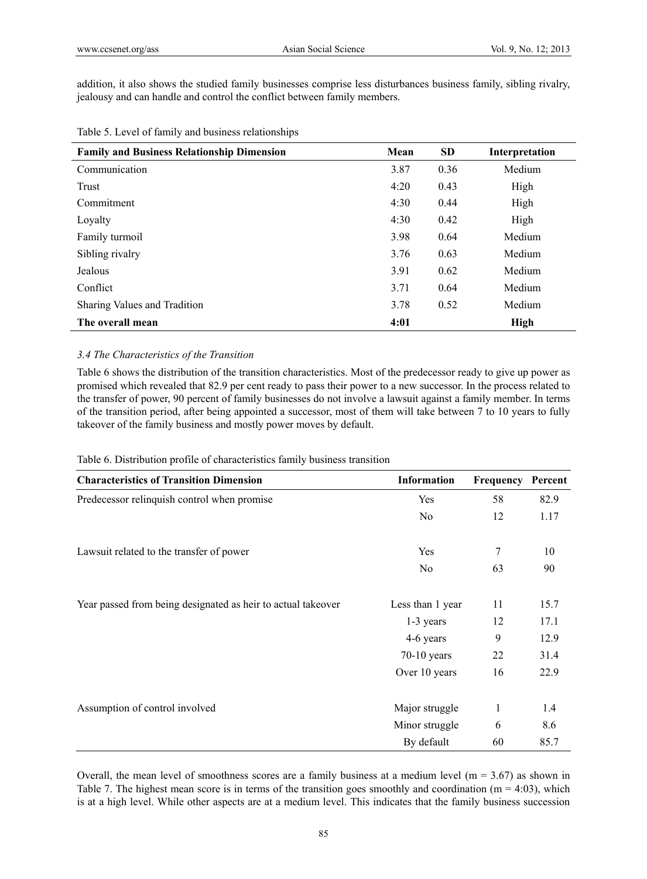addition, it also shows the studied family businesses comprise less disturbances business family, sibling rivalry, jealousy and can handle and control the conflict between family members.

Table 5. Level of family and business relationships

| Family and Business Relationship Dimension | Mean | SD | Interpretation |
|---|---|---|---|
| Communication | 3.87 | 0.36 | Medium |
| Trust | 4:20 | 0.43 | High |
| Commitment | 4:30 | 0.44 | High |
| Loyalty | 4:30 | 0.42 | High |
| Family turmoil | 3.98 | 0.64 | Medium |
| Sibling rivalry | 3.76 | 0.63 | Medium |
| Jealous | 3.91 | 0.62 | Medium |
| Conflict | 3.71 | 0.64 | Medium |
| Sharing Values and Tradition | 3.78 | 0.52 | Medium |
| **The overall mean** | **4:01** | | **High** |

### *3.4 The Characteristics of the Transition*

Table 6 shows the distribution of the transition characteristics. Most of the predecessor ready to give up power as promised which revealed that 82.9 per cent ready to pass their power to a new successor. In the process related to the transfer of power, 90 percent of family businesses do not involve a lawsuit against a family member. In terms of the transition period, after being appointed a successor, most of them will take between 7 to 10 years to fully takeover of the family business and mostly power moves by default.

Table 6. Distribution profile of characteristics family business transition

| Characteristics of Transition Dimension | Information | Frequency | Percent |
|---|---|---|---|
| Predecessor relinquish control when promise | Yes | 58 | 82.9 |
| | No | 12 | 1.17 |
| Lawsuit related to the transfer of power | Yes | 7 | 10 |
| | No | 63 | 90 |
| Year passed from being designated as heir to actual takeover | Less than 1 year | 11 | 15.7 |
| | 1-3 years | 12 | 17.1 |
| | 4-6 years | 9 | 12.9 |
| | 70-10 years | 22 | 31.4 |
| | Over 10 years | 16 | 22.9 |
| Assumption of control involved | Major struggle | 1 | 1.4 |
| | Minor struggle | 6 | 8.6 |
| | By default | 60 | 85.7 |

Overall, the mean level of smoothness scores are a family business at a medium level (m = 3.67) as shown in Table 7. The highest mean score is in terms of the transition goes smoothly and coordination (m = 4:03), which is at a high level. While other aspects are at a medium level. This indicates that the family business succession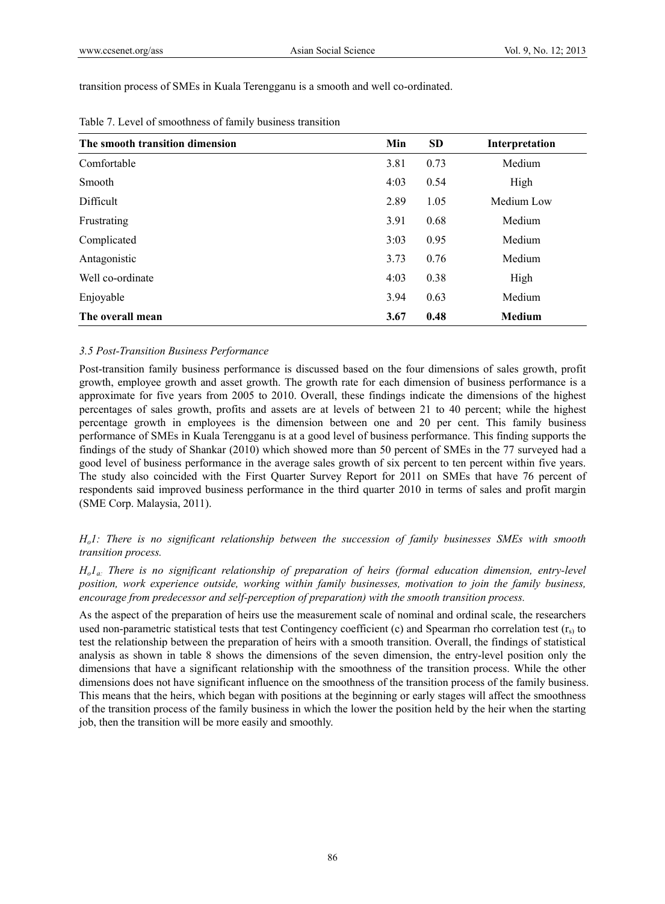transition process of SMEs in Kuala Terengganu is a smooth and well co-ordinated.

Table 7. Level of smoothness of family business transition

| The smooth transition dimension | Min | SD | Interpretation |
|---|---|---|---|
| Comfortable | 3.81 | 0.73 | Medium |
| Smooth | 4:03 | 0.54 | High |
| Difficult | 2.89 | 1.05 | Medium Low |
| Frustrating | 3.91 | 0.68 | Medium |
| Complicated | 3:03 | 0.95 | Medium |
| Antagonistic | 3.73 | 0.76 | Medium |
| Well co-ordinate | 4:03 | 0.38 | High |
| Enjoyable | 3.94 | 0.63 | Medium |
| **The overall mean** | **3.67** | **0.48** | **Medium** |

### *3.5 Post-Transition Business Performance*

Post-transition family business performance is discussed based on the four dimensions of sales growth, profit growth, employee growth and asset growth. The growth rate for each dimension of business performance is a approximate for five years from 2005 to 2010. Overall, these findings indicate the dimensions of the highest percentages of sales growth, profits and assets are at levels of between 21 to 40 percent; while the highest percentage growth in employees is the dimension between one and 20 per cent. This family business performance of SMEs in Kuala Terengganu is at a good level of business performance. This finding supports the findings of the study of Shankar (2010) which showed more than 50 percent of SMEs in the 77 surveyed had a good level of business performance in the average sales growth of six percent to ten percent within five years. The study also coincided with the First Quarter Survey Report for 2011 on SMEs that have 76 percent of respondents said improved business performance in the third quarter 2010 in terms of sales and profit margin (SME Corp. Malaysia, 2011).

*$H_o1$: There is no significant relationship between the succession of family businesses SMEs with smooth transition process.*

*$H_o1_a$: There is no significant relationship of preparation of heirs (formal education dimension, entry-level position, work experience outside, working within family businesses, motivation to join the family business, encourage from predecessor and self-perception of preparation) with the smooth transition process.*

As the aspect of the preparation of heirs use the measurement scale of nominal and ordinal scale, the researchers used non-parametric statistical tests that test Contingency coefficient (c) and Spearman rho correlation test ($r_s$) to test the relationship between the preparation of heirs with a smooth transition. Overall, the findings of statistical analysis as shown in table 8 shows the dimensions of the seven dimension, the entry-level position only the dimensions that have a significant relationship with the smoothness of the transition process. While the other dimensions does not have significant influence on the smoothness of the transition process of the family business. This means that the heirs, which began with positions at the beginning or early stages will affect the smoothness of the transition process of the family business in which the lower the position held by the heir when the starting job, then the transition will be more easily and smoothly.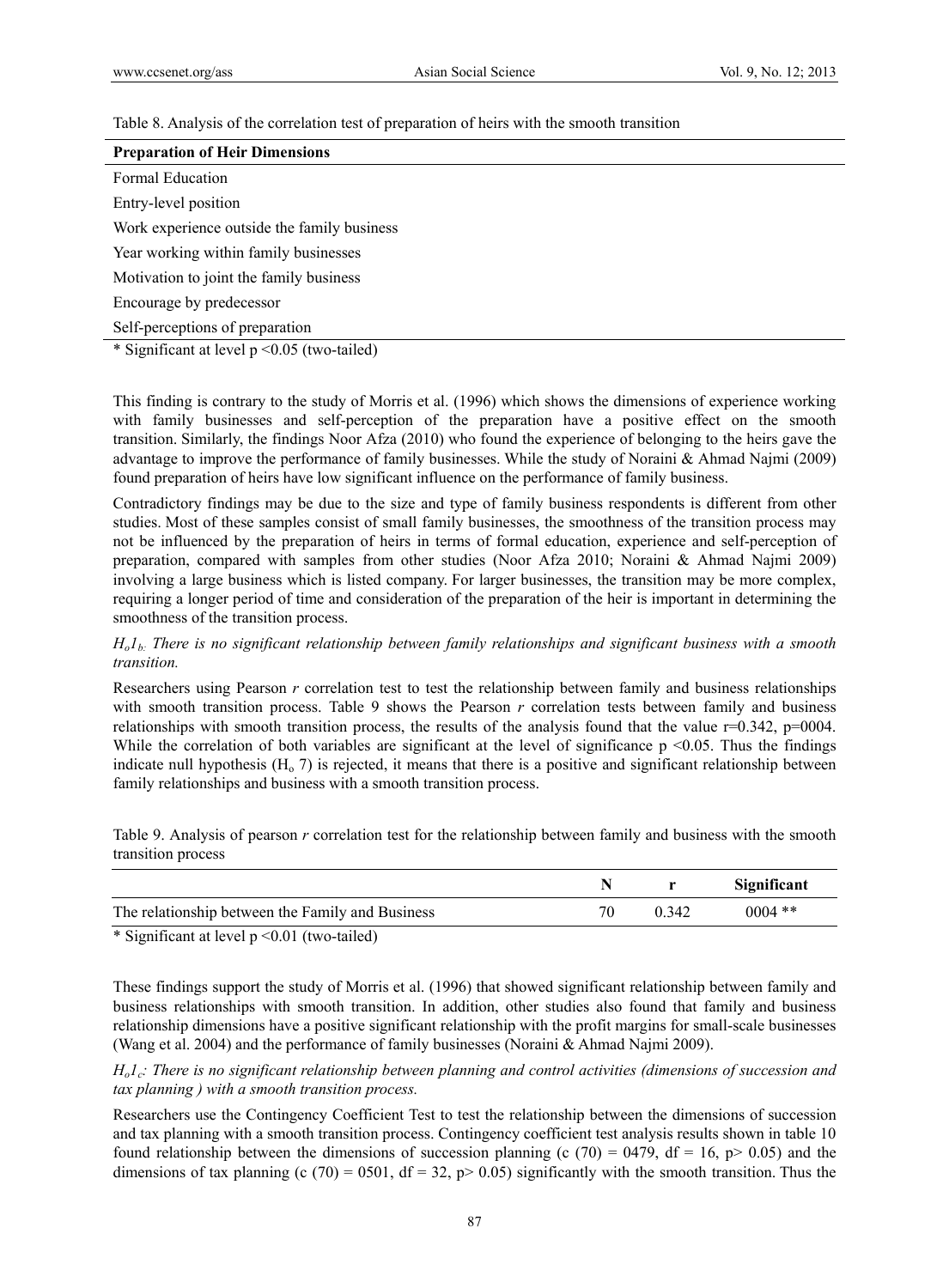Table 8. Analysis of the correlation test of preparation of heirs with the smooth transition

| Preparation of Heir Dimensions |
| --- |
| Formal Education |
| Entry-level position |
| Work experience outside the family business |
| Year working within family businesses |
| Motivation to joint the family business |
| Encourage by predecessor |
| Self-perceptions of preparation |

* Significant at level p <0.05 (two-tailed)

This finding is contrary to the study of Morris et al. (1996) which shows the dimensions of experience working with family businesses and self-perception of the preparation have a positive effect on the smooth transition. Similarly, the findings Noor Afza (2010) who found the experience of belonging to the heirs gave the advantage to improve the performance of family businesses. While the study of Noraini & Ahmad Najmi (2009) found preparation of heirs have low significant influence on the performance of family business.

Contradictory findings may be due to the size and type of family business respondents is different from other studies. Most of these samples consist of small family businesses, the smoothness of the transition process may not be influenced by the preparation of heirs in terms of formal education, experience and self-perception of preparation, compared with samples from other studies (Noor Afza 2010; Noraini & Ahmad Najmi 2009) involving a large business which is listed company. For larger businesses, the transition may be more complex, requiring a longer period of time and consideration of the preparation of the heir is important in determining the smoothness of the transition process.

*$H_o1_b$. There is no significant relationship between family relationships and significant business with a smooth transition.*

Researchers using Pearson *r* correlation test to test the relationship between family and business relationships with smooth transition process. Table 9 shows the Pearson *r* correlation tests between family and business relationships with smooth transition process, the results of the analysis found that the value r=0.342, p=0004. While the correlation of both variables are significant at the level of significance $p < 0.05$. Thus the findings indicate null hypothesis ($H_o$ 7) is rejected, it means that there is a positive and significant relationship between family relationships and business with a smooth transition process.

Table 9. Analysis of pearson *r* correlation test for the relationship between family and business with the smooth transition process

| | N | r | Significant |
| --- | --- | --- | --- |
| The relationship between the Family and Business | 70 | 0.342 | 0004 ** |

* Significant at level p <0.01 (two-tailed)

These findings support the study of Morris et al. (1996) that showed significant relationship between family and business relationships with smooth transition. In addition, other studies also found that family and business relationship dimensions have a positive significant relationship with the profit margins for small-scale businesses (Wang et al. 2004) and the performance of family businesses (Noraini & Ahmad Najmi 2009).

*$H_o1_c$: There is no significant relationship between planning and control activities (dimensions of succession and tax planning ) with a smooth transition process.*

Researchers use the Contingency Coefficient Test to test the relationship between the dimensions of succession and tax planning with a smooth transition process. Contingency coefficient test analysis results shown in table 10 found relationship between the dimensions of succession planning (c (70) = 0479, df = 16, p> 0.05) and the dimensions of tax planning (c (70) = 0501, df = 32, p> 0.05) significantly with the smooth transition. Thus the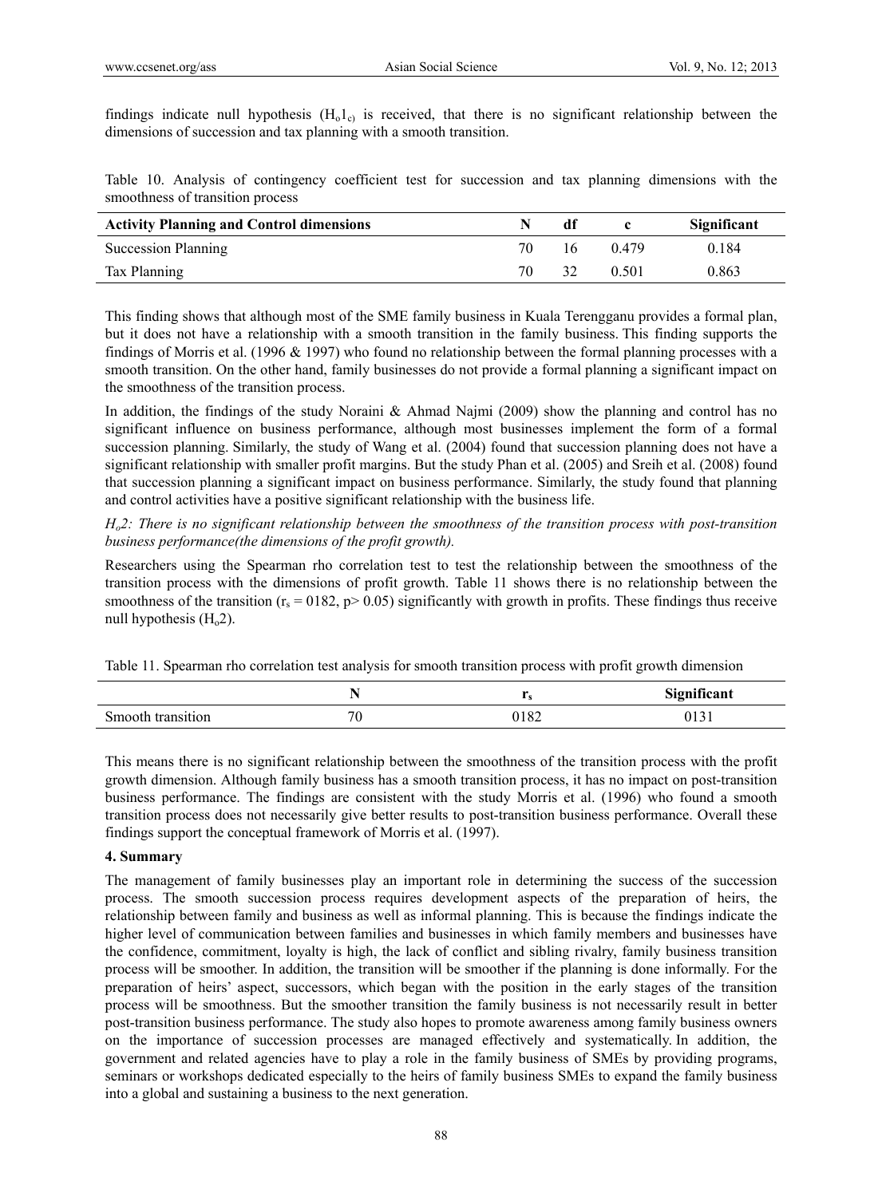findings indicate null hypothesis ($H_o1_c$) is received, that there is no significant relationship between the dimensions of succession and tax planning with a smooth transition.

Table 10. Analysis of contingency coefficient test for succession and tax planning dimensions with the smoothness of transition process

| Activity Planning and Control dimensions | N | df | c | Significant |
|---|---|---|---|---|
| Succession Planning | 70 | 16 | 0.479 | 0.184 |
| Tax Planning | 70 | 32 | 0.501 | 0.863 |

This finding shows that although most of the SME family business in Kuala Terengganu provides a formal plan, but it does not have a relationship with a smooth transition in the family business. This finding supports the findings of Morris et al. (1996 & 1997) who found no relationship between the formal planning processes with a smooth transition. On the other hand, family businesses do not provide a formal planning a significant impact on the smoothness of the transition process.

In addition, the findings of the study Noraini & Ahmad Najmi (2009) show the planning and control has no significant influence on business performance, although most businesses implement the form of a formal succession planning. Similarly, the study of Wang et al. (2004) found that succession planning does not have a significant relationship with smaller profit margins. But the study Phan et al. (2005) and Sreih et al. (2008) found that succession planning a significant impact on business performance. Similarly, the study found that planning and control activities have a positive significant relationship with the business life.

*$H_o2$: There is no significant relationship between the smoothness of the transition process with post-transition business performance(the dimensions of the profit growth).*

Researchers using the Spearman rho correlation test to test the relationship between the smoothness of the transition process with the dimensions of profit growth. Table 11 shows there is no relationship between the smoothness of the transition ($r_s$ = 0182, p> 0.05) significantly with growth in profits. These findings thus receive null hypothesis ($H_o2$).

Table 11. Spearman rho correlation test analysis for smooth transition process with profit growth dimension

| | N | $r_s$ | Significant |
|---|---|---|---|
| Smooth transition | 70 | 0182 | 0131 |

This means there is no significant relationship between the smoothness of the transition process with the profit growth dimension. Although family business has a smooth transition process, it has no impact on post-transition business performance. The findings are consistent with the study Morris et al. (1996) who found a smooth transition process does not necessarily give better results to post-transition business performance. Overall these findings support the conceptual framework of Morris et al. (1997).

## 4. Summary

The management of family businesses play an important role in determining the success of the succession process. The smooth succession process requires development aspects of the preparation of heirs, the relationship between family and business as well as informal planning. This is because the findings indicate the higher level of communication between families and businesses in which family members and businesses have the confidence, commitment, loyalty is high, the lack of conflict and sibling rivalry, family business transition process will be smoother. In addition, the transition will be smoother if the planning is done informally. For the preparation of heirs' aspect, successors, which began with the position in the early stages of the transition process will be smoothness. But the smoother transition the family business is not necessarily result in better post-transition business performance. The study also hopes to promote awareness among family business owners on the importance of succession processes are managed effectively and systematically. In addition, the government and related agencies have to play a role in the family business of SMEs by providing programs, seminars or workshops dedicated especially to the heirs of family business SMEs to expand the family business into a global and sustaining a business to the next generation.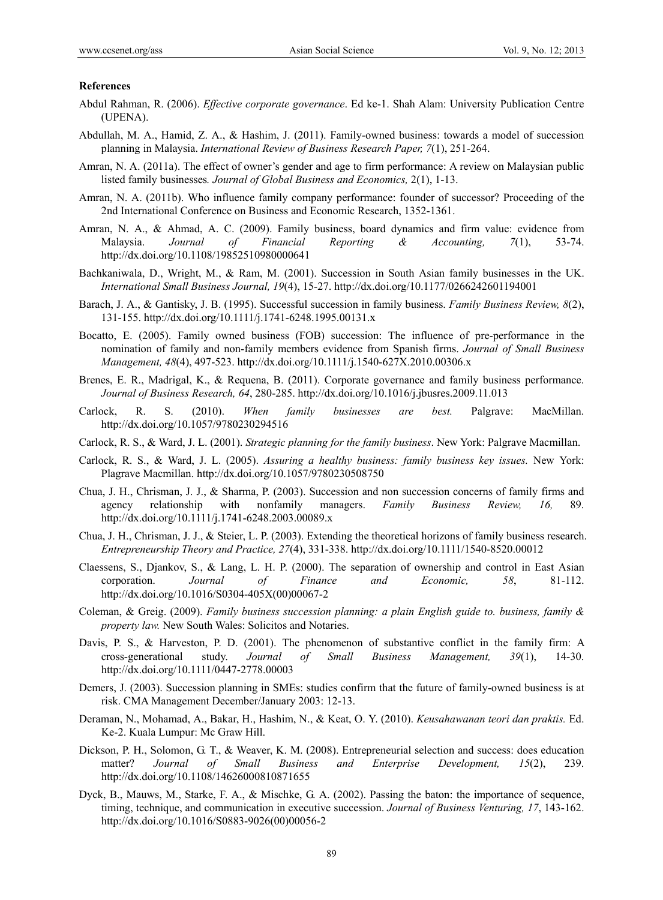**References**

Abdul Rahman, R. (2006). *Effective corporate governance*. Ed ke-1. Shah Alam: University Publication Centre (UPENA).

Abdullah, M. A., Hamid, Z. A., & Hashim, J. (2011). Family-owned business: towards a model of succession planning in Malaysia. *International Review of Business Research Paper, 7*(1), 251-264.

Amran, N. A. (2011a). The effect of owner's gender and age to firm performance: A review on Malaysian public listed family businesses*. Journal of Global Business and Economics,* 2(1), 1-13.

Amran, N. A. (2011b). Who influence family company performance: founder of successor? Proceeding of the 2nd International Conference on Business and Economic Research, 1352-1361.

Amran, N. A., & Ahmad, A. C. (2009). Family business, board dynamics and firm value: evidence from Malaysia. *Journal of Financial Reporting & Accounting, 7*(1), 53-74. http://dx.doi.org/10.1108/19852510980000641

Bachkaniwala, D., Wright, M., & Ram, M. (2001). Succession in South Asian family businesses in the UK. *International Small Business Journal, 19*(4), 15-27. http://dx.doi.org/10.1177/0266242601194001

Barach, J. A., & Gantisky, J. B. (1995). Successful succession in family business. *Family Business Review, 8*(2), 131-155. http://dx.doi.org/10.1111/j.1741-6248.1995.00131.x

Bocatto, E. (2005). Family owned business (FOB) succession: The influence of pre-performance in the nomination of family and non-family members evidence from Spanish firms. *Journal of Small Business Management, 48*(4), 497-523. http://dx.doi.org/10.1111/j.1540-627X.2010.00306.x

Brenes, E. R., Madrigal, K., & Requena, B. (2011). Corporate governance and family business performance. *Journal of Business Research, 64*, 280-285. http://dx.doi.org/10.1016/j.jbusres.2009.11.013

Carlock, R. S. (2010). *When family businesses are best.* Palgrave: MacMillan. http://dx.doi.org/10.1057/9780230294516

Carlock, R. S., & Ward, J. L. (2001). *Strategic planning for the family business*. New York: Palgrave Macmillan.

Carlock, R. S., & Ward, J. L. (2005). *Assuring a healthy business: family business key issues.* New York: Plagrave Macmillan. http://dx.doi.org/10.1057/9780230508750

Chua, J. H., Chrisman, J. J., & Sharma, P. (2003). Succession and non succession concerns of family firms and agency relationship with nonfamily managers. *Family Business Review, 16,* 89. http://dx.doi.org/10.1111/j.1741-6248.2003.00089.x

Chua, J. H., Chrisman, J. J., & Steier, L. P. (2003). Extending the theoretical horizons of family business research. *Entrepreneurship Theory and Practice, 27*(4), 331-338. http://dx.doi.org/10.1111/1540-8520.00012

Claessens, S., Djankov, S., & Lang, L. H. P. (2000). The separation of ownership and control in East Asian corporation. *Journal of Finance and Economic, 58*, 81-112. http://dx.doi.org/10.1016/S0304-405X(00)00067-2

Coleman, & Greig. (2009). *Family business succession planning: a plain English guide to. business, family & property law.* New South Wales: Solicitos and Notaries.

Davis, P. S., & Harveston, P. D. (2001). The phenomenon of substantive conflict in the family firm: A cross-generational study. *Journal of Small Business Management, 39*(1), 14-30. http://dx.doi.org/10.1111/0447-2778.00003

Demers, J. (2003). Succession planning in SMEs: studies confirm that the future of family-owned business is at risk. CMA Management December/January 2003: 12-13.

Deraman, N., Mohamad, A., Bakar, H., Hashim, N., & Keat, O. Y. (2010). *Keusahawanan teori dan praktis.* Ed. Ke-2. Kuala Lumpur: Mc Graw Hill.

Dickson, P. H., Solomon, G. T., & Weaver, K. M. (2008). Entrepreneurial selection and success: does education matter? *Journal of Small Business and Enterprise Development, 15*(2), 239. http://dx.doi.org/10.1108/14626000810871655

Dyck, B., Mauws, M., Starke, F. A., & Mischke, G. A. (2002). Passing the baton: the importance of sequence, timing, technique, and communication in executive succession. *Journal of Business Venturing, 17*, 143-162. http://dx.doi.org/10.1016/S0883-9026(00)00056-2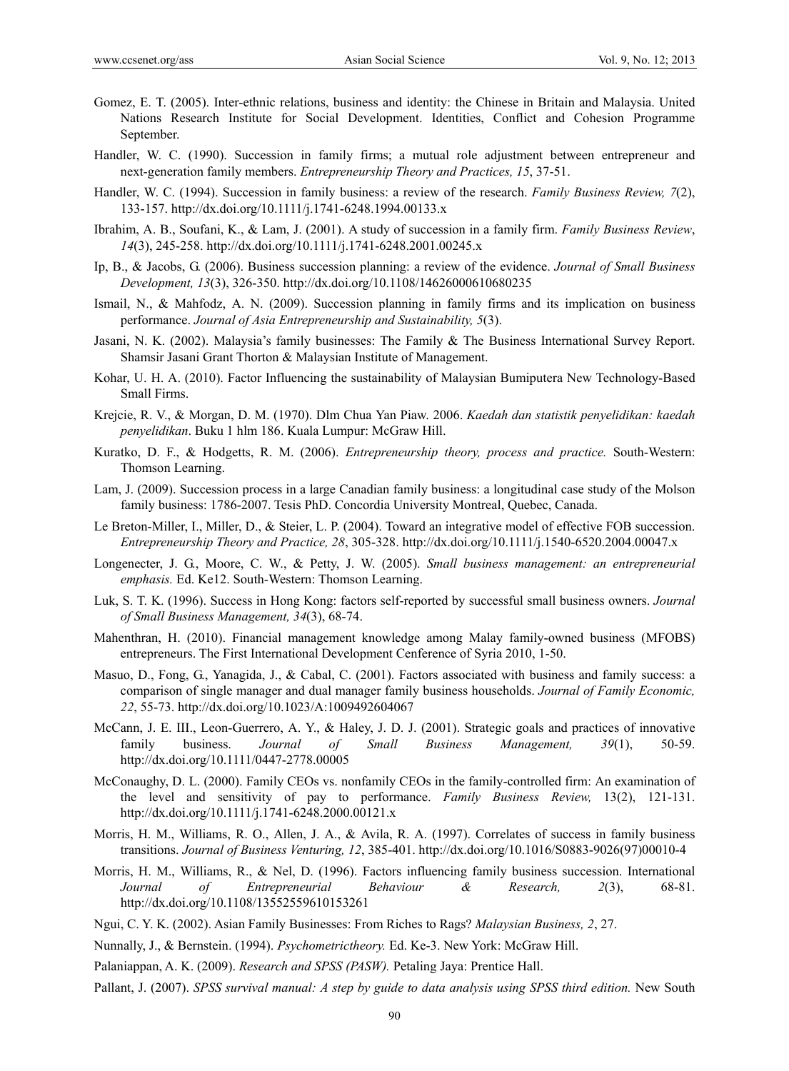Gomez, E. T. (2005). Inter-ethnic relations, business and identity: the Chinese in Britain and Malaysia. United Nations Research Institute for Social Development. Identities, Conflict and Cohesion Programme September.

Handler, W. C. (1990). Succession in family firms; a mutual role adjustment between entrepreneur and next-generation family members. *Entrepreneurship Theory and Practices, 15*, 37-51.

Handler, W. C. (1994). Succession in family business: a review of the research. *Family Business Review, 7*(2), 133-157. http://dx.doi.org/10.1111/j.1741-6248.1994.00133.x

Ibrahim, A. B., Soufani, K., & Lam, J. (2001). A study of succession in a family firm. *Family Business Review*, *14*(3), 245-258. http://dx.doi.org/10.1111/j.1741-6248.2001.00245.x

Ip, B., & Jacobs, G. (2006). Business succession planning: a review of the evidence. *Journal of Small Business Development, 13*(3), 326-350. http://dx.doi.org/10.1108/14626000610680235

Ismail, N., & Mahfodz, A. N. (2009). Succession planning in family firms and its implication on business performance. *Journal of Asia Entrepreneurship and Sustainability, 5*(3).

Jasani, N. K. (2002). Malaysia's family businesses: The Family & The Business International Survey Report. Shamsir Jasani Grant Thorton & Malaysian Institute of Management.

Kohar, U. H. A. (2010). Factor Influencing the sustainability of Malaysian Bumiputera New Technology-Based Small Firms.

Krejcie, R. V., & Morgan, D. M. (1970). Dlm Chua Yan Piaw. 2006. *Kaedah dan statistik penyelidikan: kaedah penyelidikan*. Buku 1 hlm 186. Kuala Lumpur: McGraw Hill.

Kuratko, D. F., & Hodgetts, R. M. (2006). *Entrepreneurship theory, process and practice.* South-Western: Thomson Learning.

Lam, J. (2009). Succession process in a large Canadian family business: a longitudinal case study of the Molson family business: 1786-2007. Tesis PhD. Concordia University Montreal, Quebec, Canada.

Le Breton-Miller, I., Miller, D., & Steier, L. P. (2004). Toward an integrative model of effective FOB succession. *Entrepreneurship Theory and Practice, 28*, 305-328. http://dx.doi.org/10.1111/j.1540-6520.2004.00047.x

Longenecter, J. G., Moore, C. W., & Petty, J. W. (2005). *Small business management: an entrepreneurial emphasis.* Ed. Ke12. South-Western: Thomson Learning.

Luk, S. T. K. (1996). Success in Hong Kong: factors self-reported by successful small business owners. *Journal of Small Business Management, 34*(3), 68-74.

Mahenthran, H. (2010). Financial management knowledge among Malay family-owned business (MFOBS) entrepreneurs. The First International Development Cenference of Syria 2010, 1-50.

Masuo, D., Fong, G., Yanagida, J., & Cabal, C. (2001). Factors associated with business and family success: a comparison of single manager and dual manager family business households. *Journal of Family Economic, 22*, 55-73. http://dx.doi.org/10.1023/A:1009492604067

McCann, J. E. III., Leon-Guerrero, A. Y., & Haley, J. D. J. (2001). Strategic goals and practices of innovative family business. *Journal of Small Business Management, 39*(1), 50-59. http://dx.doi.org/10.1111/0447-2778.00005

McConaughy, D. L. (2000). Family CEOs vs. nonfamily CEOs in the family-controlled firm: An examination of the level and sensitivity of pay to performance. *Family Business Review,* 13(2), 121-131. http://dx.doi.org/10.1111/j.1741-6248.2000.00121.x

Morris, H. M., Williams, R. O., Allen, J. A., & Avila, R. A. (1997). Correlates of success in family business transitions. *Journal of Business Venturing, 12*, 385-401. http://dx.doi.org/10.1016/S0883-9026(97)00010-4

Morris, H. M., Williams, R., & Nel, D. (1996). Factors influencing family business succession. International *Journal of Entrepreneurial Behaviour & Research, 2*(3), 68-81. http://dx.doi.org/10.1108/13552559610153261

Ngui, C. Y. K. (2002). Asian Family Businesses: From Riches to Rags? *Malaysian Business, 2*, 27.

Nunnally, J., & Bernstein. (1994). *Psychometrictheory.* Ed. Ke-3. New York: McGraw Hill.

Palaniappan, A. K. (2009). *Research and SPSS (PASW).* Petaling Jaya: Prentice Hall.

Pallant, J. (2007). *SPSS survival manual: A step by guide to data analysis using SPSS third edition.* New South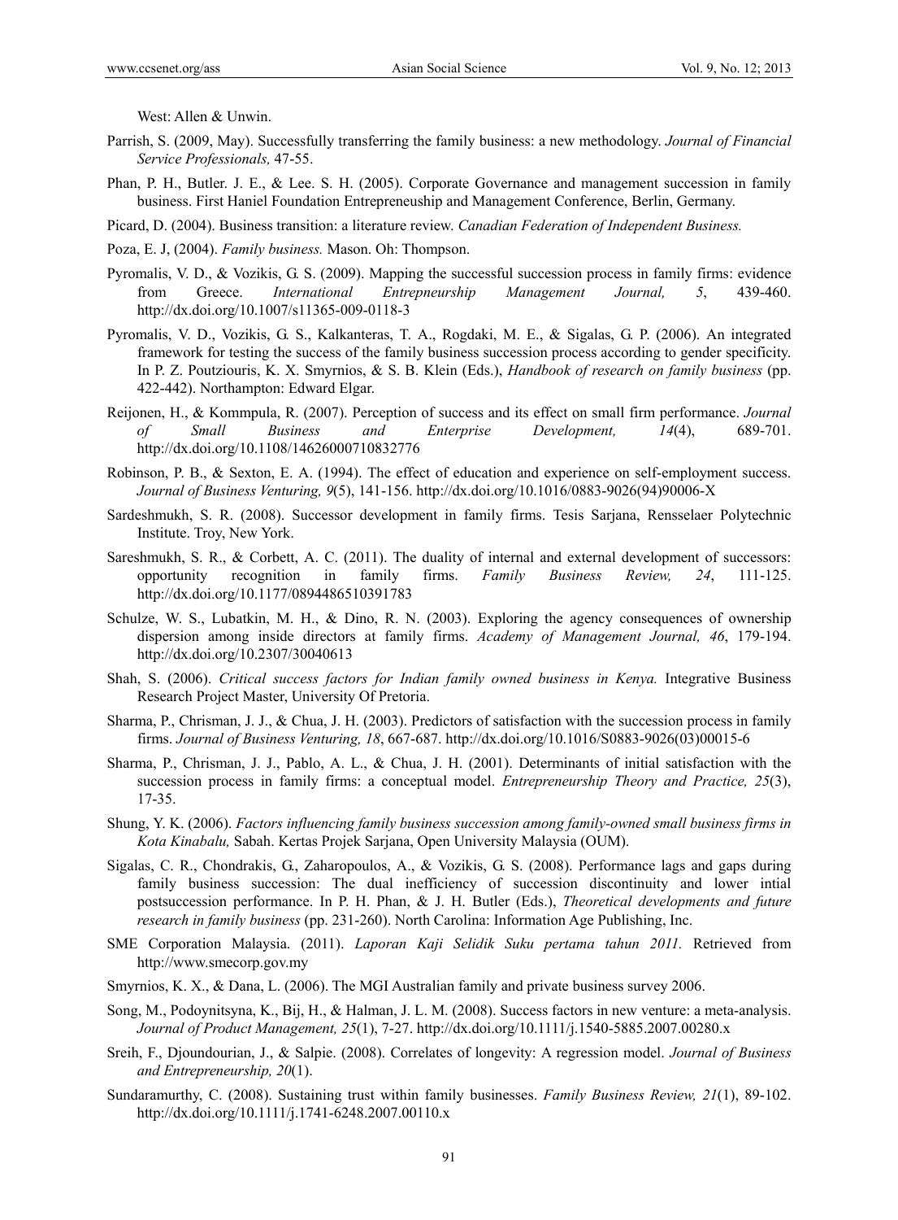West: Allen & Unwin.

Parrish, S. (2009, May). Successfully transferring the family business: a new methodology. *Journal of Financial Service Professionals,* 47-55.

Phan, P. H., Butler. J. E., & Lee. S. H. (2005). Corporate Governance and management succession in family business. First Haniel Foundation Entrepreneuship and Management Conference, Berlin, Germany.

Picard, D. (2004). Business transition: a literature review. *Canadian Federation of Independent Business.*

Poza, E. J, (2004). *Family business.* Mason. Oh: Thompson.

Pyromalis, V. D., & Vozikis, G. S. (2009). Mapping the successful succession process in family firms: evidence from Greece. *International Entrepneurship Management Journal, 5*, 439-460. http://dx.doi.org/10.1007/s11365-009-0118-3

Pyromalis, V. D., Vozikis, G. S., Kalkanteras, T. A., Rogdaki, M. E., & Sigalas, G. P. (2006). An integrated framework for testing the success of the family business succession process according to gender specificity. In P. Z. Poutziouris, K. X. Smyrnios, & S. B. Klein (Eds.), *Handbook of research on family business* (pp. 422-442). Northampton: Edward Elgar.

Reijonen, H., & Kommpula, R. (2007). Perception of success and its effect on small firm performance. *Journal of Small Business and Enterprise Development, 14*(4), 689-701. http://dx.doi.org/10.1108/14626000710832776

Robinson, P. B., & Sexton, E. A. (1994). The effect of education and experience on self-employment success. *Journal of Business Venturing, 9*(5), 141-156. http://dx.doi.org/10.1016/0883-9026(94)90006-X

Sardeshmukh, S. R. (2008). Successor development in family firms. Tesis Sarjana, Rensselaer Polytechnic Institute. Troy, New York.

Sareshmukh, S. R., & Corbett, A. C. (2011). The duality of internal and external development of successors: opportunity recognition in family firms. *Family Business Review, 24*, 111-125. http://dx.doi.org/10.1177/0894486510391783

Schulze, W. S., Lubatkin, M. H., & Dino, R. N. (2003). Exploring the agency consequences of ownership dispersion among inside directors at family firms. *Academy of Management Journal, 46*, 179-194. http://dx.doi.org/10.2307/30040613

Shah, S. (2006). *Critical success factors for Indian family owned business in Kenya.* Integrative Business Research Project Master, University Of Pretoria.

Sharma, P., Chrisman, J. J., & Chua, J. H. (2003). Predictors of satisfaction with the succession process in family firms. *Journal of Business Venturing, 18*, 667-687. http://dx.doi.org/10.1016/S0883-9026(03)00015-6

Sharma, P., Chrisman, J. J., Pablo, A. L., & Chua, J. H. (2001). Determinants of initial satisfaction with the succession process in family firms: a conceptual model. *Entrepreneurship Theory and Practice, 25*(3), 17-35.

Shung, Y. K. (2006). *Factors influencing family business succession among family-owned small business firms in Kota Kinabalu,* Sabah. Kertas Projek Sarjana, Open University Malaysia (OUM).

Sigalas, C. R., Chondrakis, G., Zaharopoulos, A., & Vozikis, G. S. (2008). Performance lags and gaps during family business succession: The dual inefficiency of succession discontinuity and lower intial postsuccession performance. In P. H. Phan, & J. H. Butler (Eds.), *Theoretical developments and future research in family business* (pp. 231-260). North Carolina: Information Age Publishing, Inc.

SME Corporation Malaysia. (2011). *Laporan Kaji Selidik Suku pertama tahun 2011.* Retrieved from http://www.smecorp.gov.my

Smyrnios, K. X., & Dana, L. (2006). The MGI Australian family and private business survey 2006.

Song, M., Podoynitsyna, K., Bij, H., & Halman, J. L. M. (2008). Success factors in new venture: a meta-analysis. *Journal of Product Management, 25*(1), 7-27. http://dx.doi.org/10.1111/j.1540-5885.2007.00280.x

Sreih, F., Djoundourian, J., & Salpie. (2008). Correlates of longevity: A regression model. *Journal of Business and Entrepreneurship, 20*(1).

Sundaramurthy, C. (2008). Sustaining trust within family businesses. *Family Business Review, 21*(1), 89-102. http://dx.doi.org/10.1111/j.1741-6248.2007.00110.x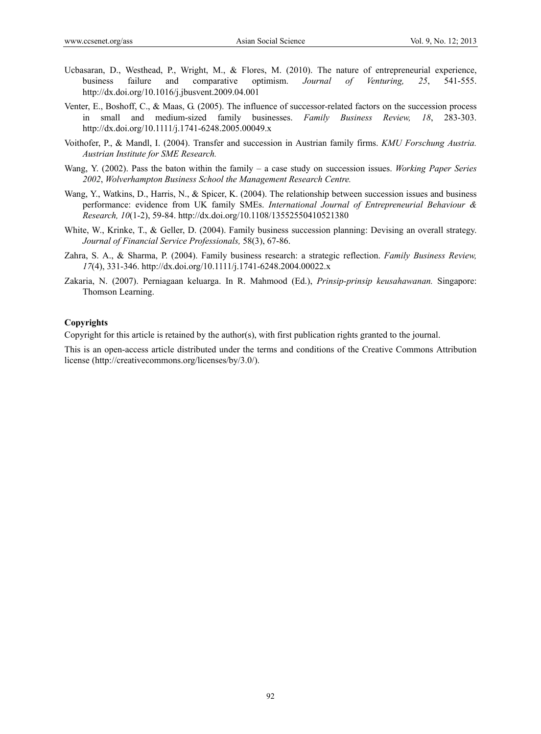Ucbasaran, D., Westhead, P., Wright, M., & Flores, M. (2010). The nature of entrepreneurial experience, business failure and comparative optimism. *Journal of Venturing, 25*, 541-555. http://dx.doi.org/10.1016/j.jbusvent.2009.04.001

Venter, E., Boshoff, C., & Maas, G. (2005). The influence of successor-related factors on the succession process in small and medium-sized family businesses. *Family Business Review, 18*, 283-303. http://dx.doi.org/10.1111/j.1741-6248.2005.00049.x

Voithofer, P., & Mandl, I. (2004). Transfer and succession in Austrian family firms. *KMU Forschung Austria. Austrian Institute for SME Research.*

Wang, Y. (2002). Pass the baton within the family – a case study on succession issues. *Working Paper Series 2002*, *Wolverhampton Business School the Management Research Centre.*

Wang, Y., Watkins, D., Harris, N., & Spicer, K. (2004). The relationship between succession issues and business performance: evidence from UK family SMEs. *International Journal of Entrepreneurial Behaviour & Research, 10*(1-2), 59-84. http://dx.doi.org/10.1108/13552550410521380

White, W., Krinke, T., & Geller, D. (2004). Family business succession planning: Devising an overall strategy. *Journal of Financial Service Professionals,* 58(3), 67-86.

Zahra, S. A., & Sharma, P. (2004). Family business research: a strategic reflection. *Family Business Review, 17*(4), 331-346. http://dx.doi.org/10.1111/j.1741-6248.2004.00022.x

Zakaria, N. (2007). Perniagaan keluarga. In R. Mahmood (Ed.), *Prinsip-prinsip keusahawanan.* Singapore: Thomson Learning.

**Copyrights**

Copyright for this article is retained by the author(s), with first publication rights granted to the journal.

This is an open-access article distributed under the terms and conditions of the Creative Commons Attribution license (http://creativecommons.org/licenses/by/3.0/).